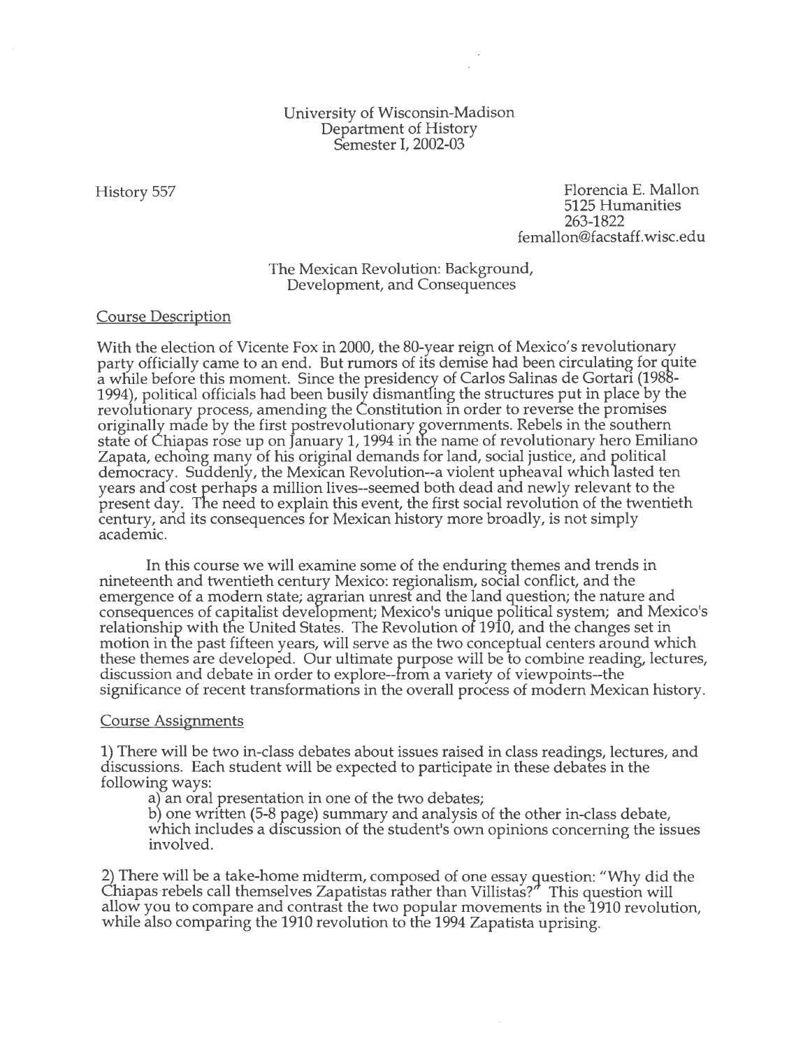University of Wisconsin-Madison
Department of History
Semester I, 2002-03

History 557

Florencia E. Mallon
5125 Humanities
263-1822
femallon@facstaff.wisc.edu

# The Mexican Revolution: Background, Development, and Consequences

## Course Description

With the election of Vicente Fox in 2000, the 80-year reign of Mexico's revolutionary party officially came to an end. But rumors of its demise had been circulating for quite a while before this moment. Since the presidency of Carlos Salinas de Gortari (1988-1994), political officials had been busily dismantling the structures put in place by the revolutionary process, amending the Constitution in order to reverse the promises originally made by the first postrevolutionary governments. Rebels in the southern state of Chiapas rose up on January 1, 1994 in the name of revolutionary hero Emiliano Zapata, echoing many of his original demands for land, social justice, and political democracy. Suddenly, the Mexican Revolution--a violent upheaval which lasted ten years and cost perhaps a million lives--seemed both dead and newly relevant to the present day. The need to explain this event, the first social revolution of the twentieth century, and its consequences for Mexican history more broadly, is not simply academic.

In this course we will examine some of the enduring themes and trends in nineteenth and twentieth century Mexico: regionalism, social conflict, and the emergence of a modern state; agrarian unrest and the land question; the nature and consequences of capitalist development; Mexico's unique political system; and Mexico's relationship with the United States. The Revolution of 1910, and the changes set in motion in the past fifteen years, will serve as the two conceptual centers around which these themes are developed. Our ultimate purpose will be to combine reading, lectures, discussion and debate in order to explore--from a variety of viewpoints--the significance of recent transformations in the overall process of modern Mexican history.

## Course Assignments

1) There will be two in-class debates about issues raised in class readings, lectures, and discussions. Each student will be expected to participate in these debates in the following ways:

a) an oral presentation in one of the two debates;

b) one written (5-8 page) summary and analysis of the other in-class debate, which includes a discussion of the student's own opinions concerning the issues involved.

2) There will be a take-home midterm, composed of one essay question: "Why did the Chiapas rebels call themselves Zapatistas rather than Villistas?" This question will allow you to compare and contrast the two popular movements in the 1910 revolution, while also comparing the 1910 revolution to the 1994 Zapatista uprising.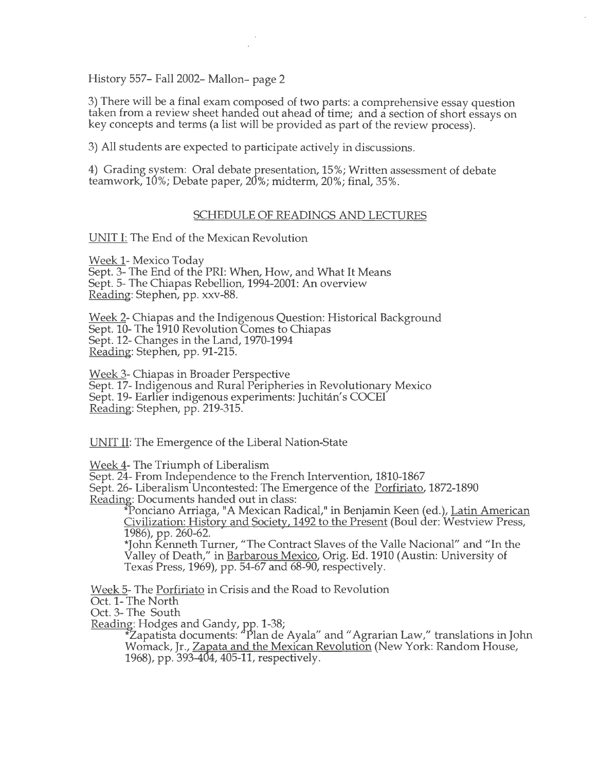3) There will be a final exam composed of two parts: a comprehensive essay question taken from a review sheet handed out ahead of time; and a section of short essays on key concepts and terms (a list will be provided as part of the review process).

3) All students are expected to participate actively in discussions.

4) Grading system: Oral debate presentation, 15%; Written assessment of debate teamwork, 10%; Debate paper, 20%; midterm, 20%; final, 35%.

## SCHEDULE OF READINGS AND LECTURES

UNIT I: The End of the Mexican Revolution

Week 1- Mexico Today
Sept. 3- The End of the PRI: When, How, and What It Means
Sept. 5- The Chiapas Rebellion, 1994-2001: An overview
Reading: Stephen, pp. xxv-88.

Week 2- Chiapas and the Indigenous Question: Historical Background
Sept. 10- The 1910 Revolution Comes to Chiapas
Sept. 12- Changes in the Land, 1970-1994
Reading: Stephen, pp. 91-215.

Week 3- Chiapas in Broader Perspective
Sept. 17- Indigenous and Rural Peripheries in Revolutionary Mexico
Sept. 19- Earlier indigenous experiments: Juchitán's COCEI
Reading: Stephen, pp. 219-315.

UNIT II: The Emergence of the Liberal Nation-State

Week 4- The Triumph of Liberalism
Sept. 24- From Independence to the French Intervention, 1810-1867
Sept. 26- Liberalism Uncontested: The Emergence of the Porfiriato, 1872-1890
Reading: Documents handed out in class:

*Ponciano Arriaga, "A Mexican Radical," in Benjamin Keen (ed.), Latin American Civilization: History and Society, 1492 to the Present (Boulder: Westview Press, 1986), pp. 260-62.

*John Kenneth Turner, "The Contract Slaves of the Valle Nacional" and "In the Valley of Death," in Barbarous Mexico, Orig. Ed. 1910 (Austin: University of Texas Press, 1969), pp. 54-67 and 68-90, respectively.

Week 5- The Porfiriato in Crisis and the Road to Revolution
Oct. 1- The North
Oct. 3- The South
Reading: Hodges and Gandy, pp. 1-38;

*Zapatista documents: "Plan de Ayala" and "Agrarian Law," translations in John Womack, Jr., Zapata and the Mexican Revolution (New York: Random House, 1968), pp. 393-404, 405-11, respectively.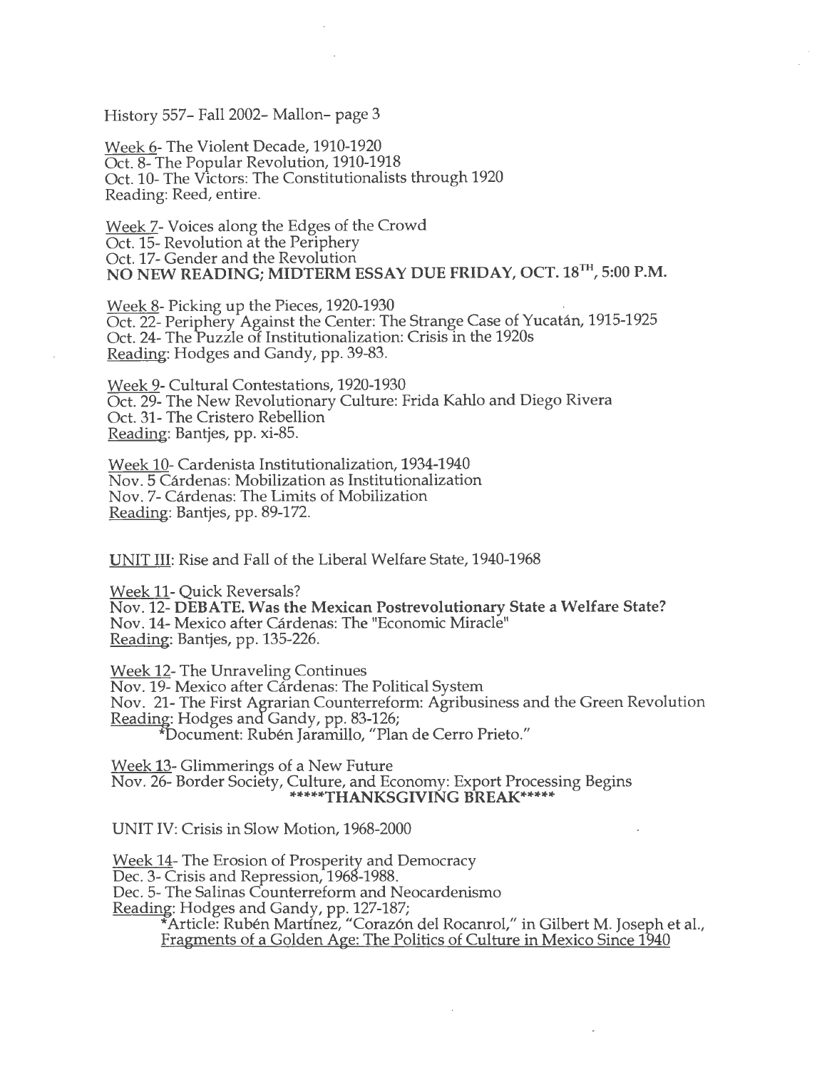Week 6- The Violent Decade, 1910-1920
Oct. 8- The Popular Revolution, 1910-1918
Oct. 10- The Victors: The Constitutionalists through 1920
Reading: Reed, entire.

Week 7- Voices along the Edges of the Crowd
Oct. 15- Revolution at the Periphery
Oct. 17- Gender and the Revolution
**NO NEW READING; MIDTERM ESSAY DUE FRIDAY, OCT. 18TH, 5:00 P.M.**

Week 8- Picking up the Pieces, 1920-1930
Oct. 22- Periphery Against the Center: The Strange Case of Yucatán, 1915-1925
Oct. 24- The Puzzle of Institutionalization: Crisis in the 1920s
Reading: Hodges and Gandy, pp. 39-83.

Week 9- Cultural Contestations, 1920-1930
Oct. 29- The New Revolutionary Culture: Frida Kahlo and Diego Rivera
Oct. 31- The Cristero Rebellion
Reading: Bantjes, pp. xi-85.

Week 10- Cardenista Institutionalization, 1934-1940
Nov. 5 Cárdenas: Mobilization as Institutionalization
Nov. 7- Cárdenas: The Limits of Mobilization
Reading: Bantjes, pp. 89-172.

UNIT III: Rise and Fall of the Liberal Welfare State, 1940-1968

Week 11- Quick Reversals?
Nov. 12- **DEBATE. Was the Mexican Postrevolutionary State a Welfare State?**
Nov. 14- Mexico after Cárdenas: The "Economic Miracle"
Reading: Bantjes, pp. 135-226.

Week 12- The Unraveling Continues
Nov. 19- Mexico after Cárdenas: The Political System
Nov. 21- The First Agrarian Counterreform: Agribusiness and the Green Revolution
Reading: Hodges and Gandy, pp. 83-126;
*Document: Rubén Jaramillo, "Plan de Cerro Prieto."

Week 13- Glimmerings of a New Future
Nov. 26- Border Society, Culture, and Economy: Export Processing Begins
**\*\*\*\*\*THANKSGIVING BREAK\*\*\*\*\***

UNIT IV: Crisis in Slow Motion, 1968-2000

Week 14- The Erosion of Prosperity and Democracy
Dec. 3- Crisis and Repression, 1968-1988.
Dec. 5- The Salinas Counterreform and Neocardenismo
Reading: Hodges and Gandy, pp. 127-187;
*Article: Rubén Martínez, "Corazón del Rocanrol," in Gilbert M. Joseph et al., Fragments of a Golden Age: The Politics of Culture in Mexico Since 1940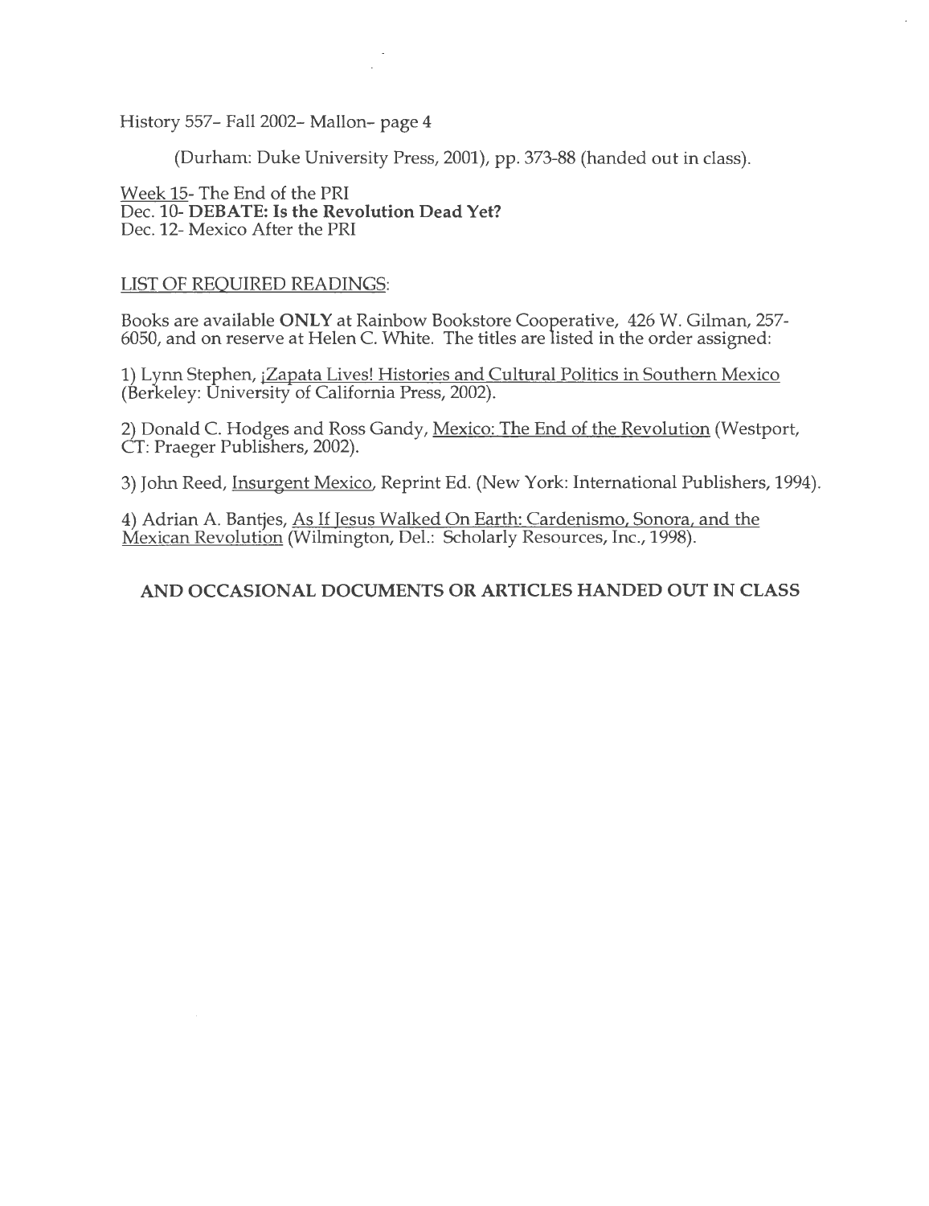(Durham: Duke University Press, 2001), pp. 373-88 (handed out in class).

Week 15- The End of the PRI
Dec. 10- **DEBATE: Is the Revolution Dead Yet?**
Dec. 12- Mexico After the PRI

LIST OF REQUIRED READINGS:

Books are available **ONLY** at Rainbow Bookstore Cooperative, 426 W. Gilman, 257-6050, and on reserve at Helen C. White. The titles are listed in the order assigned:

1) Lynn Stephen, ¡Zapata Lives! Histories and Cultural Politics in Southern Mexico (Berkeley: University of California Press, 2002).

2) Donald C. Hodges and Ross Gandy, Mexico: The End of the Revolution (Westport, CT: Praeger Publishers, 2002).

3) John Reed, Insurgent Mexico, Reprint Ed. (New York: International Publishers, 1994).

4) Adrian A. Bantjes, As If Jesus Walked On Earth: Cardenismo, Sonora, and the Mexican Revolution (Wilmington, Del.: Scholarly Resources, Inc., 1998).

**AND OCCASIONAL DOCUMENTS OR ARTICLES HANDED OUT IN CLASS**